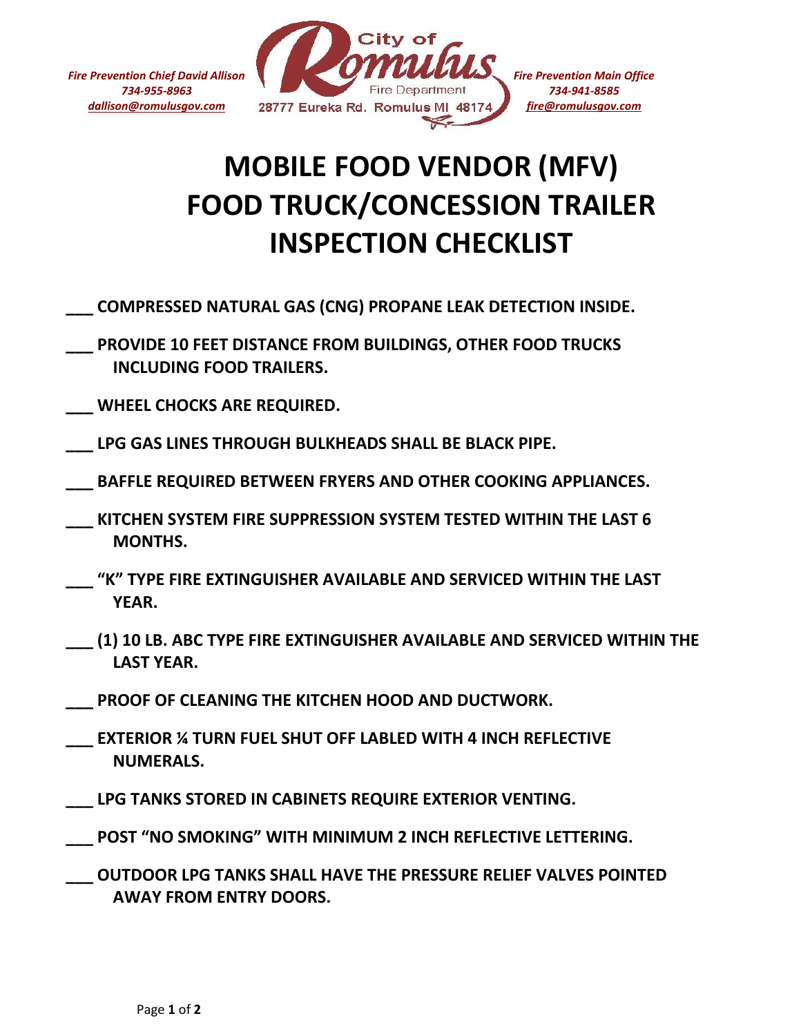*Fire Prevention Chief David Allison*
*734-955-8963*
*dallison@romulusgov.com*

City of Romulus
Fire Department
28777 Eureka Rd. Romulus MI 48174

*Fire Prevention Main Office*
*734-941-8585*
*fire@romulusgov.com*

# MOBILE FOOD VENDOR (MFV) FOOD TRUCK/CONCESSION TRAILER INSPECTION CHECKLIST

___ **COMPRESSED NATURAL GAS (CNG) PROPANE LEAK DETECTION INSIDE.**

___ **PROVIDE 10 FEET DISTANCE FROM BUILDINGS, OTHER FOOD TRUCKS INCLUDING FOOD TRAILERS.**

___ **WHEEL CHOCKS ARE REQUIRED.**

___ **LPG GAS LINES THROUGH BULKHEADS SHALL BE BLACK PIPE.**

___ **BAFFLE REQUIRED BETWEEN FRYERS AND OTHER COOKING APPLIANCES.**

___ **KITCHEN SYSTEM FIRE SUPPRESSION SYSTEM TESTED WITHIN THE LAST 6 MONTHS.**

___ **"K" TYPE FIRE EXTINGUISHER AVAILABLE AND SERVICED WITHIN THE LAST YEAR.**

___ **(1) 10 LB. ABC TYPE FIRE EXTINGUISHER AVAILABLE AND SERVICED WITHIN THE LAST YEAR.**

___ **PROOF OF CLEANING THE KITCHEN HOOD AND DUCTWORK.**

___ **EXTERIOR ¼ TURN FUEL SHUT OFF LABLED WITH 4 INCH REFLECTIVE NUMERALS.**

___ **LPG TANKS STORED IN CABINETS REQUIRE EXTERIOR VENTING.**

___ **POST "NO SMOKING" WITH MINIMUM 2 INCH REFLECTIVE LETTERING.**

___ **OUTDOOR LPG TANKS SHALL HAVE THE PRESSURE RELIEF VALVES POINTED AWAY FROM ENTRY DOORS.**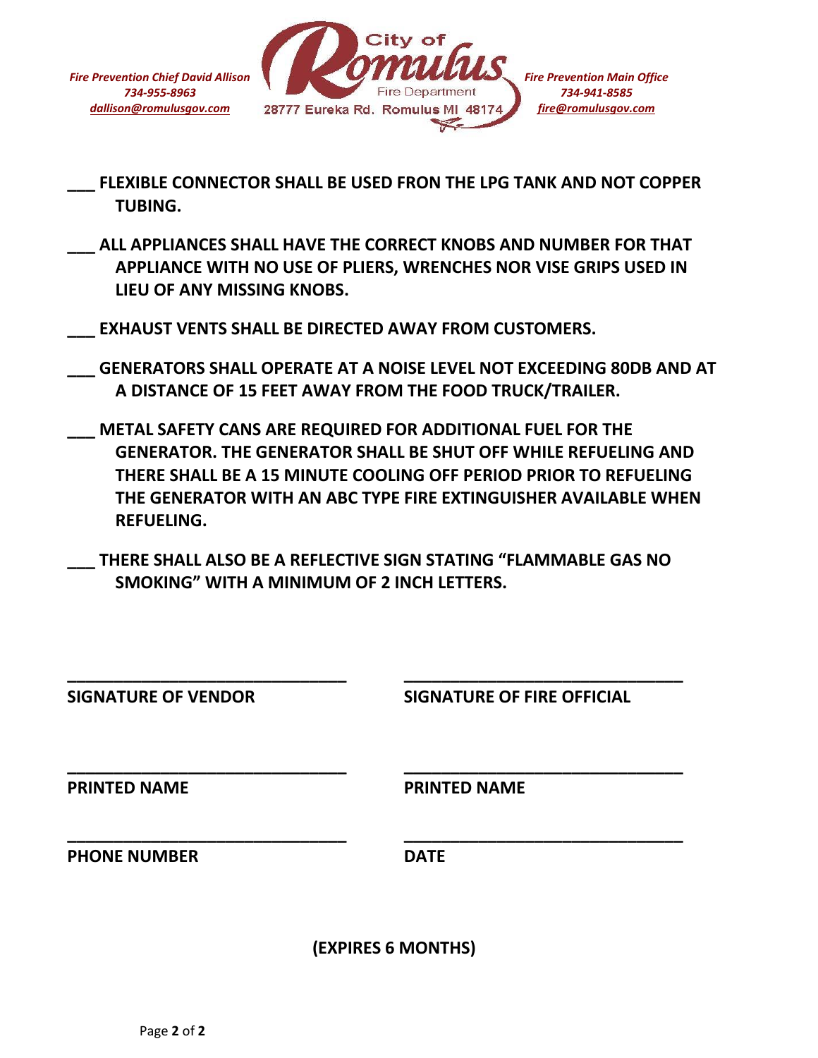*Fire Prevention Chief David Allison*
*734-955-8963*
*dallison@romulusgov.com*

City of Romulus Fire Department
28777 Eureka Rd. Romulus MI 48174

*Fire Prevention Main Office*
*734-941-8585*
*fire@romulusgov.com*

**___ FLEXIBLE CONNECTOR SHALL BE USED FRON THE LPG TANK AND NOT COPPER TUBING.**

**___ ALL APPLIANCES SHALL HAVE THE CORRECT KNOBS AND NUMBER FOR THAT APPLIANCE WITH NO USE OF PLIERS, WRENCHES NOR VISE GRIPS USED IN LIEU OF ANY MISSING KNOBS.**

**___ EXHAUST VENTS SHALL BE DIRECTED AWAY FROM CUSTOMERS.**

**___ GENERATORS SHALL OPERATE AT A NOISE LEVEL NOT EXCEEDING 80DB AND AT A DISTANCE OF 15 FEET AWAY FROM THE FOOD TRUCK/TRAILER.**

**___ METAL SAFETY CANS ARE REQUIRED FOR ADDITIONAL FUEL FOR THE GENERATOR. THE GENERATOR SHALL BE SHUT OFF WHILE REFUELING AND THERE SHALL BE A 15 MINUTE COOLING OFF PERIOD PRIOR TO REFUELING THE GENERATOR WITH AN ABC TYPE FIRE EXTINGUISHER AVAILABLE WHEN REFUELING.**

**___ THERE SHALL ALSO BE A REFLECTIVE SIGN STATING "FLAMMABLE GAS NO SMOKING" WITH A MINIMUM OF 2 INCH LETTERS.**

| | |
|---|---|
| ______________________________ | ______________________________ |
| **SIGNATURE OF VENDOR** | **SIGNATURE OF FIRE OFFICIAL** |
| ______________________________ | ______________________________ |
| **PRINTED NAME** | **PRINTED NAME** |
| ______________________________ | ______________________________ |
| **PHONE NUMBER** | **DATE** |

**(EXPIRES 6 MONTHS)**